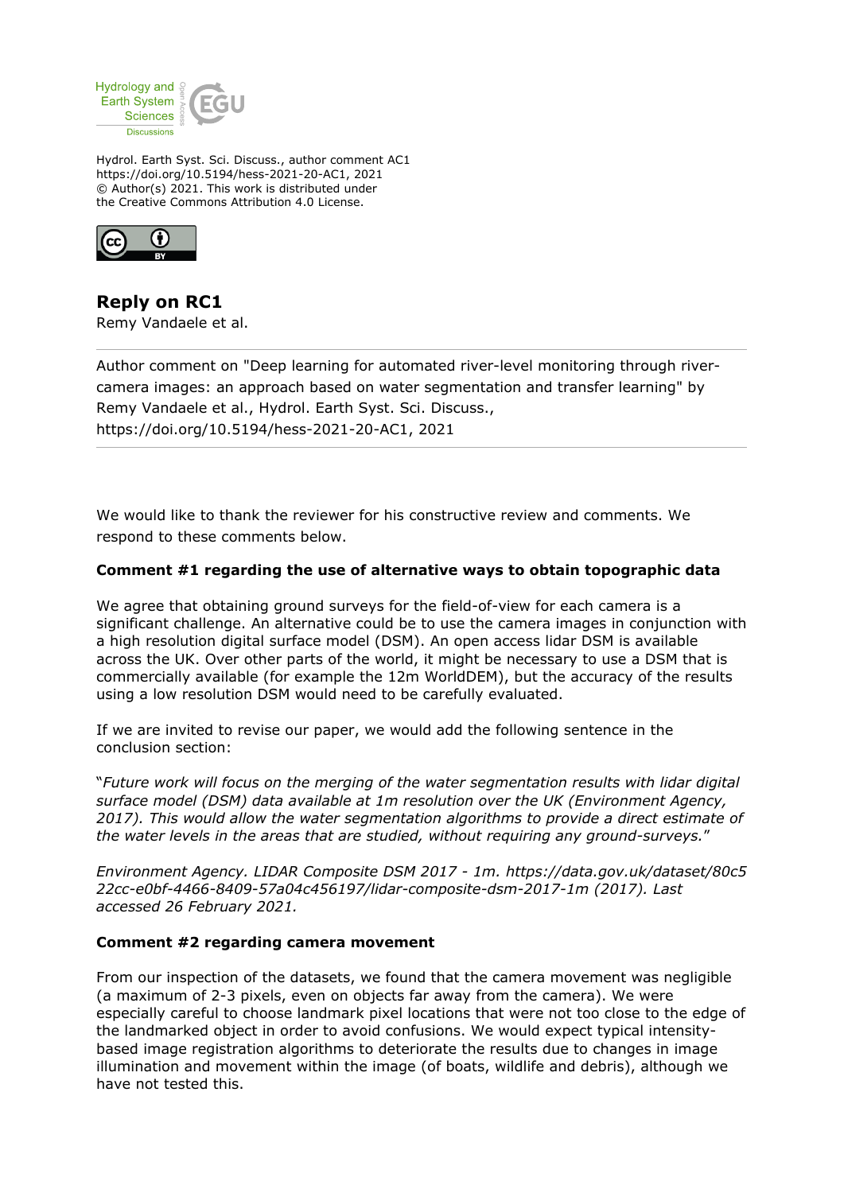Hydrol. Earth Syst. Sci. Discuss., author comment AC1
https://doi.org/10.5194/hess-2021-20-AC1, 2021
© Author(s) 2021. This work is distributed under
the Creative Commons Attribution 4.0 License.

# Reply on RC1

Remy Vandaele et al.

---

Author comment on "Deep learning for automated river-level monitoring through river-camera images: an approach based on water segmentation and transfer learning" by Remy Vandaele et al., Hydrol. Earth Syst. Sci. Discuss., https://doi.org/10.5194/hess-2021-20-AC1, 2021

---

We would like to thank the reviewer for his constructive review and comments. We respond to these comments below.

**Comment #1 regarding the use of alternative ways to obtain topographic data**

We agree that obtaining ground surveys for the field-of-view for each camera is a significant challenge. An alternative could be to use the camera images in conjunction with a high resolution digital surface model (DSM). An open access lidar DSM is available across the UK. Over other parts of the world, it might be necessary to use a DSM that is commercially available (for example the 12m WorldDEM), but the accuracy of the results using a low resolution DSM would need to be carefully evaluated.

If we are invited to revise our paper, we would add the following sentence in the conclusion section:

"*Future work will focus on the merging of the water segmentation results with lidar digital surface model (DSM) data available at 1m resolution over the UK (Environment Agency, 2017). This would allow the water segmentation algorithms to provide a direct estimate of the water levels in the areas that are studied, without requiring any ground-surveys.*"

*Environment Agency. LIDAR Composite DSM 2017 - 1m. https://data.gov.uk/dataset/80c522cc-e0bf-4466-8409-57a04c456197/lidar-composite-dsm-2017-1m (2017). Last accessed 26 February 2021.*

**Comment #2 regarding camera movement**

From our inspection of the datasets, we found that the camera movement was negligible (a maximum of 2-3 pixels, even on objects far away from the camera). We were especially careful to choose landmark pixel locations that were not too close to the edge of the landmarked object in order to avoid confusions. We would expect typical intensity-based image registration algorithms to deteriorate the results due to changes in image illumination and movement within the image (of boats, wildlife and debris), although we have not tested this.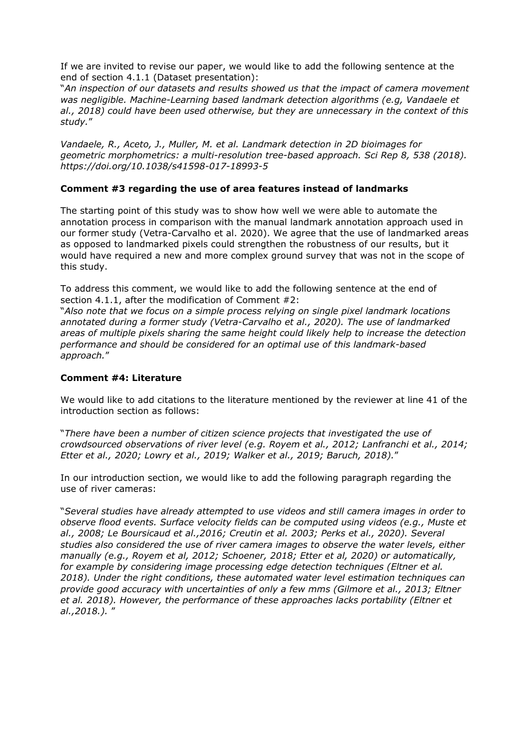If we are invited to revise our paper, we would like to add the following sentence at the end of section 4.1.1 (Dataset presentation):

"*An inspection of our datasets and results showed us that the impact of camera movement was negligible. Machine-Learning based landmark detection algorithms (e.g, Vandaele et al., 2018) could have been used otherwise, but they are unnecessary in the context of this study.*"

*Vandaele, R., Aceto, J., Muller, M. et al. Landmark detection in 2D bioimages for geometric morphometrics: a multi-resolution tree-based approach. Sci Rep 8, 538 (2018). https://doi.org/10.1038/s41598-017-18993-5*

### Comment #3 regarding the use of area features instead of landmarks

The starting point of this study was to show how well we were able to automate the annotation process in comparison with the manual landmark annotation approach used in our former study (Vetra-Carvalho et al. 2020). We agree that the use of landmarked areas as opposed to landmarked pixels could strengthen the robustness of our results, but it would have required a new and more complex ground survey that was not in the scope of this study.

To address this comment, we would like to add the following sentence at the end of section 4.1.1, after the modification of Comment #2:

"*Also note that we focus on a simple process relying on single pixel landmark locations annotated during a former study (Vetra-Carvalho et al., 2020). The use of landmarked areas of multiple pixels sharing the same height could likely help to increase the detection performance and should be considered for an optimal use of this landmark-based approach.*"

### Comment #4: Literature

We would like to add citations to the literature mentioned by the reviewer at line 41 of the introduction section as follows:

"*There have been a number of citizen science projects that investigated the use of crowdsourced observations of river level (e.g. Royem et al., 2012; Lanfranchi et al., 2014; Etter et al., 2020; Lowry et al., 2019; Walker et al., 2019; Baruch, 2018).*"

In our introduction section, we would like to add the following paragraph regarding the use of river cameras:

"*Several studies have already attempted to use videos and still camera images in order to observe flood events. Surface velocity fields can be computed using videos (e.g., Muste et al., 2008; Le Boursicaud et al.,2016; Creutin et al. 2003; Perks et al., 2020). Several studies also considered the use of river camera images to observe the water levels, either manually (e.g., Royem et al, 2012; Schoener, 2018; Etter et al, 2020) or automatically, for example by considering image processing edge detection techniques (Eltner et al. 2018). Under the right conditions, these automated water level estimation techniques can provide good accuracy with uncertainties of only a few mms (Gilmore et al., 2013; Eltner et al. 2018). However, the performance of these approaches lacks portability (Eltner et al.,2018.).* "